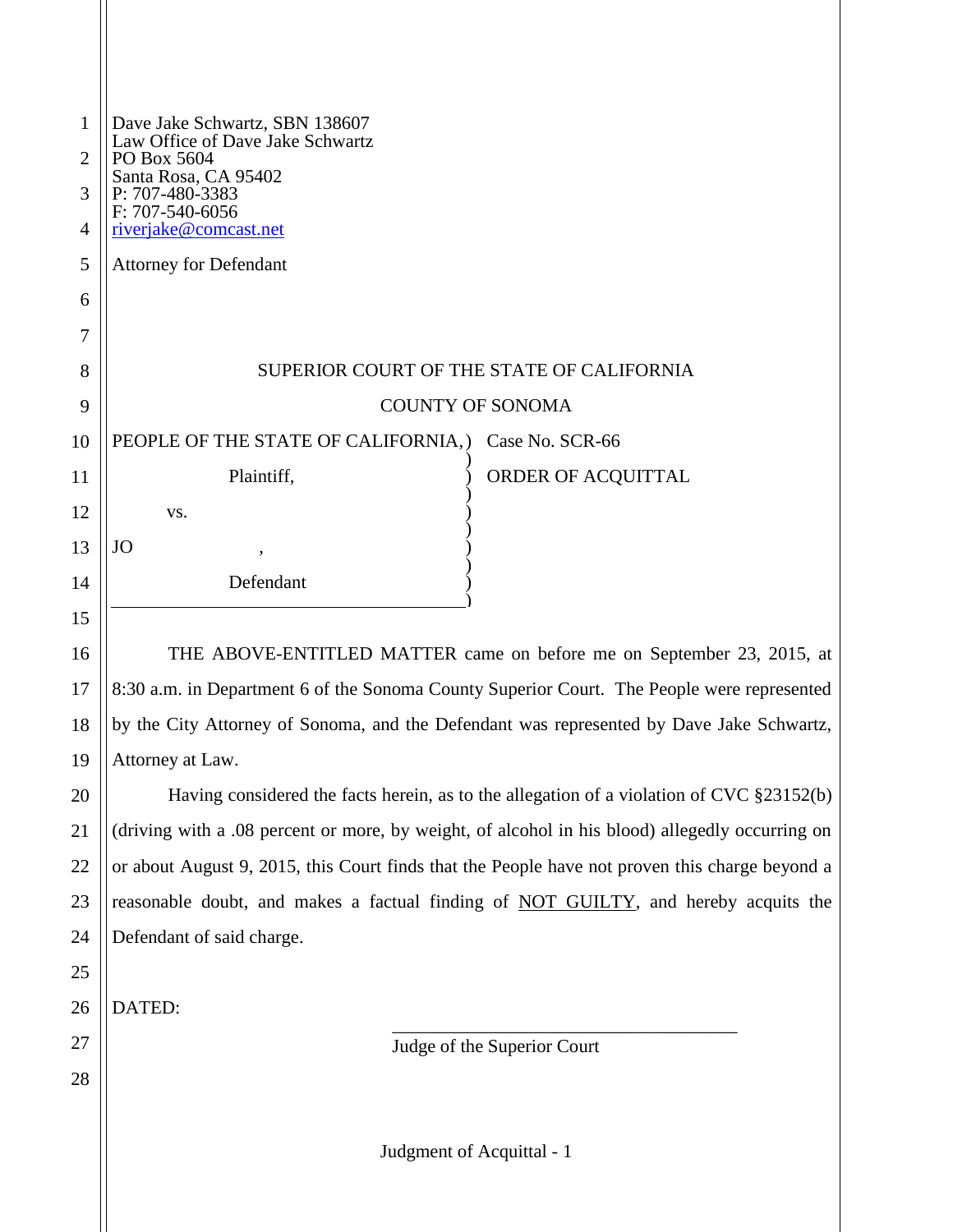Dave Jake Schwartz, SBN 138607
Law Office of Dave Jake Schwartz
PO Box 5604
Santa Rosa, CA 95402
P: 707-480-3383
F: 707-540-6056
riverjake@comcast.net

Attorney for Defendant

SUPERIOR COURT OF THE STATE OF CALIFORNIA

COUNTY OF SONOMA

| | |
|---|---|
| PEOPLE OF THE STATE OF CALIFORNIA, Plaintiff, vs. JO , Defendant | Case No. SCR-66 ORDER OF ACQUITTAL |

THE ABOVE-ENTITLED MATTER came on before me on September 23, 2015, at 8:30 a.m. in Department 6 of the Sonoma County Superior Court. The People were represented by the City Attorney of Sonoma, and the Defendant was represented by Dave Jake Schwartz, Attorney at Law.

Having considered the facts herein, as to the allegation of a violation of CVC §23152(b) (driving with a .08 percent or more, by weight, of alcohol in his blood) allegedly occurring on or about August 9, 2015, this Court finds that the People have not proven this charge beyond a reasonable doubt, and makes a factual finding of NOT GUILTY, and hereby acquits the Defendant of said charge.

DATED:

\_\_\_\_\_\_\_\_\_\_\_\_\_\_\_\_\_\_\_\_\_\_\_\_\_\_\_\_\_\_\_\_\_\_\_\_\_\_
Judge of the Superior Court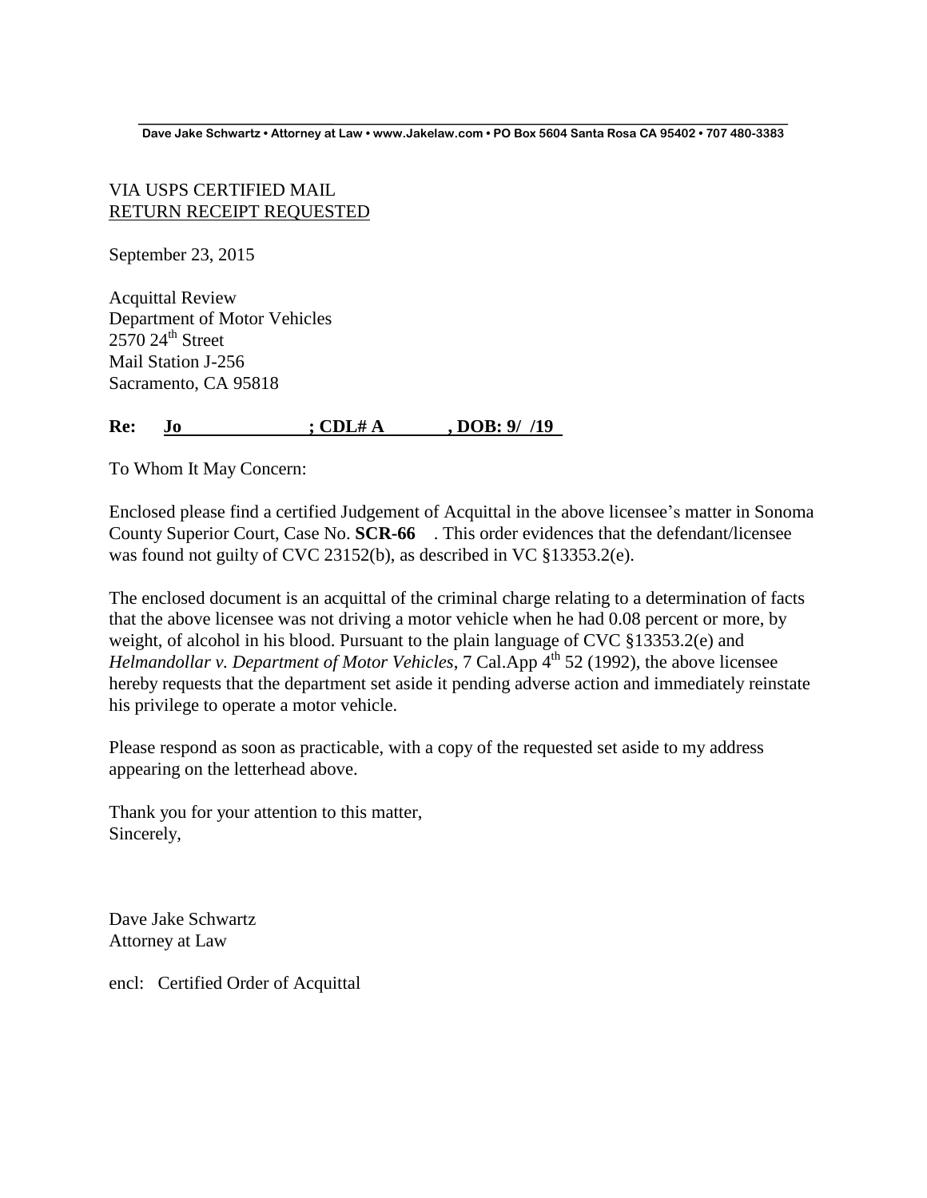Dave Jake Schwartz • Attorney at Law • www.Jakelaw.com • PO Box 5604 Santa Rosa CA 95402 • 707 480-3383

VIA USPS CERTIFIED MAIL
RETURN RECEIPT REQUESTED

September 23, 2015

Acquittal Review
Department of Motor Vehicles
2570 24th Street
Mail Station J-256
Sacramento, CA 95818

**Re: Jo ; CDL# A , DOB: 9/ /19**

To Whom It May Concern:

Enclosed please find a certified Judgement of Acquittal in the above licensee's matter in Sonoma County Superior Court, Case No. **SCR-66** . This order evidences that the defendant/licensee was found not guilty of CVC 23152(b), as described in VC §13353.2(e).

The enclosed document is an acquittal of the criminal charge relating to a determination of facts that the above licensee was not driving a motor vehicle when he had 0.08 percent or more, by weight, of alcohol in his blood. Pursuant to the plain language of CVC §13353.2(e) and *Helmandollar v. Department of Motor Vehicles*, 7 Cal.App 4th 52 (1992), the above licensee hereby requests that the department set aside it pending adverse action and immediately reinstate his privilege to operate a motor vehicle.

Please respond as soon as practicable, with a copy of the requested set aside to my address appearing on the letterhead above.

Thank you for your attention to this matter,
Sincerely,

Dave Jake Schwartz
Attorney at Law

encl: Certified Order of Acquittal